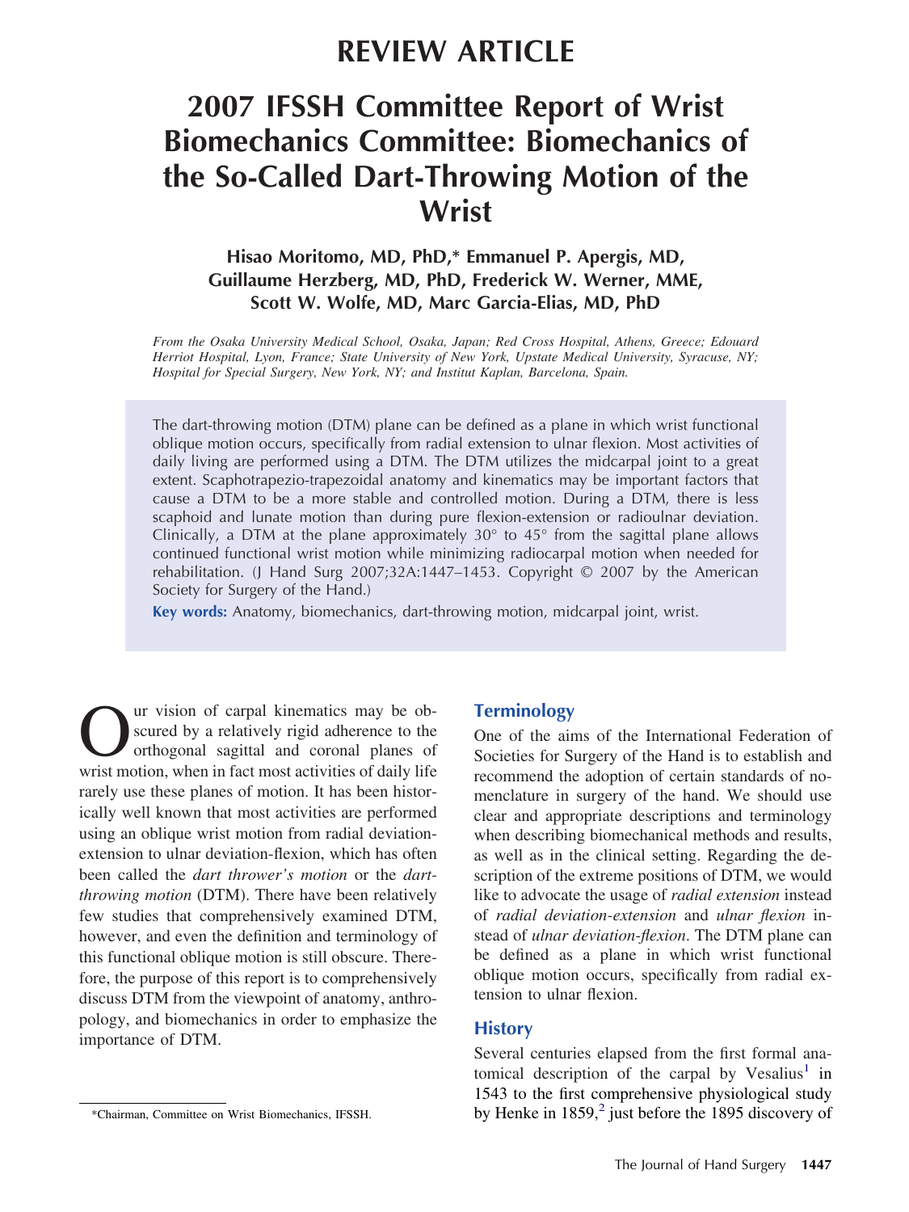# REVIEW ARTICLE

# 2007 IFSSH Committee Report of Wrist Biomechanics Committee: Biomechanics of the So-Called Dart-Throwing Motion of the Wrist

**Hisao Moritomo, MD, PhD,* Emmanuel P. Apergis, MD, Guillaume Herzberg, MD, PhD, Frederick W. Werner, MME, Scott W. Wolfe, MD, Marc Garcia-Elias, MD, PhD**

*From the Osaka University Medical School, Osaka, Japan; Red Cross Hospital, Athens, Greece; Edouard Herriot Hospital, Lyon, France; State University of New York, Upstate Medical University, Syracuse, NY; Hospital for Special Surgery, New York, NY; and Institut Kaplan, Barcelona, Spain.*

The dart-throwing motion (DTM) plane can be defined as a plane in which wrist functional oblique motion occurs, specifically from radial extension to ulnar flexion. Most activities of daily living are performed using a DTM. The DTM utilizes the midcarpal joint to a great extent. Scaphotrapezio-trapezoidal anatomy and kinematics may be important factors that cause a DTM to be a more stable and controlled motion. During a DTM, there is less scaphoid and lunate motion than during pure flexion-extension or radioulnar deviation. Clinically, a DTM at the plane approximately 30° to 45° from the sagittal plane allows continued functional wrist motion while minimizing radiocarpal motion when needed for rehabilitation. (J Hand Surg 2007;32A:1447–1453. Copyright © 2007 by the American Society for Surgery of the Hand.)

**Key words:** Anatomy, biomechanics, dart-throwing motion, midcarpal joint, wrist.

Our vision of carpal kinematics may be obscured by a relatively rigid adherence to the orthogonal sagittal and coronal planes of wrist motion, when in fact most activities of daily life rarely use these planes of motion. It has been historically well known that most activities are performed using an oblique wrist motion from radial deviation-extension to ulnar deviation-flexion, which has often been called the *dart thrower's motion* or the *dart-throwing motion* (DTM). There have been relatively few studies that comprehensively examined DTM, however, and even the definition and terminology of this functional oblique motion is still obscure. Therefore, the purpose of this report is to comprehensively discuss DTM from the viewpoint of anatomy, anthropology, and biomechanics in order to emphasize the importance of DTM.

## Terminology

One of the aims of the International Federation of Societies for Surgery of the Hand is to establish and recommend the adoption of certain standards of nomenclature in surgery of the hand. We should use clear and appropriate descriptions and terminology when describing biomechanical methods and results, as well as in the clinical setting. Regarding the description of the extreme positions of DTM, we would like to advocate the usage of *radial extension* instead of *radial deviation-extension* and *ulnar flexion* instead of *ulnar deviation-flexion*. The DTM plane can be defined as a plane in which wrist functional oblique motion occurs, specifically from radial extension to ulnar flexion.

## History

Several centuries elapsed from the first formal anatomical description of the carpal by Vesalius[1] in 1543 to the first comprehensive physiological study by Henke in 1859,[2] just before the 1895 discovery of

*Chairman, Committee on Wrist Biomechanics, IFSSH.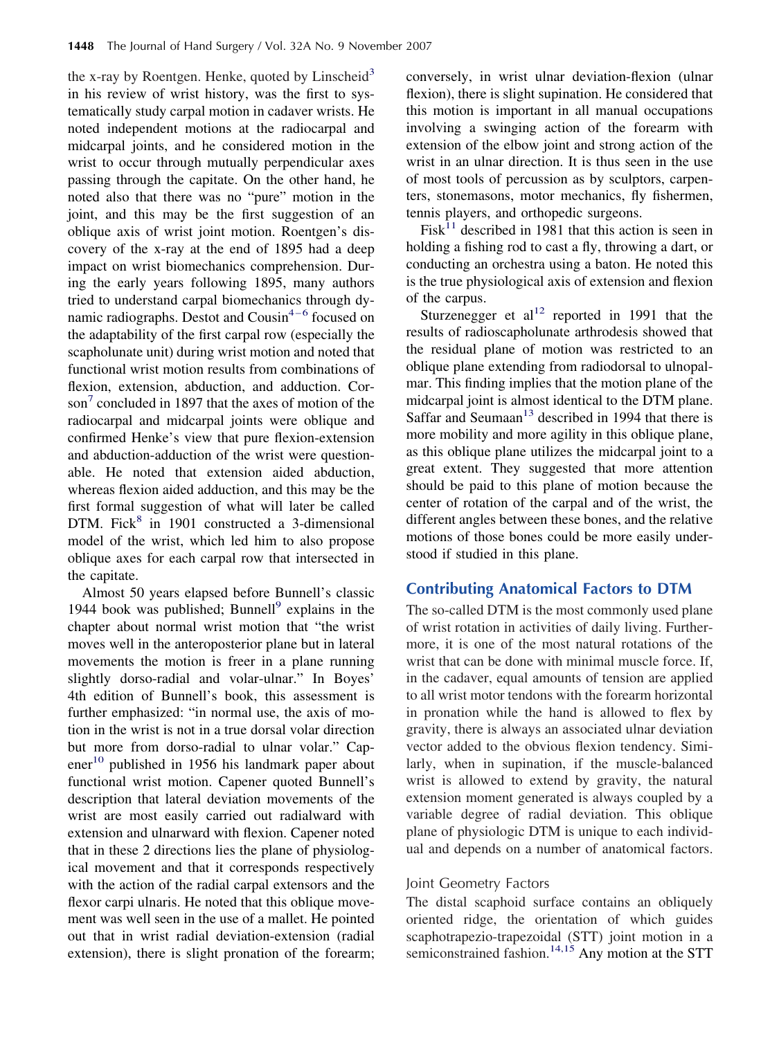the x-ray by Roentgen. Henke, quoted by Linscheid[3] in his review of wrist history, was the first to systematically study carpal motion in cadaver wrists. He noted independent motions at the radiocarpal and midcarpal joints, and he considered motion in the wrist to occur through mutually perpendicular axes passing through the capitate. On the other hand, he noted also that there was no "pure" motion in the joint, and this may be the first suggestion of an oblique axis of wrist joint motion. Roentgen's discovery of the x-ray at the end of 1895 had a deep impact on wrist biomechanics comprehension. During the early years following 1895, many authors tried to understand carpal biomechanics through dynamic radiographs. Destot and Cousin[4–6] focused on the adaptability of the first carpal row (especially the scapholunate unit) during wrist motion and noted that functional wrist motion results from combinations of flexion, extension, abduction, and adduction. Corson[7] concluded in 1897 that the axes of motion of the radiocarpal and midcarpal joints were oblique and confirmed Henke's view that pure flexion-extension and abduction-adduction of the wrist were questionable. He noted that extension aided abduction, whereas flexion aided adduction, and this may be the first formal suggestion of what will later be called DTM. Fick[8] in 1901 constructed a 3-dimensional model of the wrist, which led him to also propose oblique axes for each carpal row that intersected in the capitate.

Almost 50 years elapsed before Bunnell's classic 1944 book was published; Bunnell[9] explains in the chapter about normal wrist motion that "the wrist moves well in the anteroposterior plane but in lateral movements the motion is freer in a plane running slightly dorso-radial and volar-ulnar." In Boyes' 4th edition of Bunnell's book, this assessment is further emphasized: "in normal use, the axis of motion in the wrist is not in a true dorsal volar direction but more from dorso-radial to ulnar volar." Capener[10] published in 1956 his landmark paper about functional wrist motion. Capener quoted Bunnell's description that lateral deviation movements of the wrist are most easily carried out radialward with extension and ulnarward with flexion. Capener noted that in these 2 directions lies the plane of physiological movement and that it corresponds respectively with the action of the radial carpal extensors and the flexor carpi ulnaris. He noted that this oblique movement was well seen in the use of a mallet. He pointed out that in wrist radial deviation-extension (radial extension), there is slight pronation of the forearm; conversely, in wrist ulnar deviation-flexion (ulnar flexion), there is slight supination. He considered that this motion is important in all manual occupations involving a swinging action of the forearm with extension of the elbow joint and strong action of the wrist in an ulnar direction. It is thus seen in the use of most tools of percussion as by sculptors, carpenters, stonemasons, motor mechanics, fly fishermen, tennis players, and orthopedic surgeons.

Fisk[11] described in 1981 that this action is seen in holding a fishing rod to cast a fly, throwing a dart, or conducting an orchestra using a baton. He noted this is the true physiological axis of extension and flexion of the carpus.

Sturzenegger et al[12] reported in 1991 that the results of radioscapholunate arthrodesis showed that the residual plane of motion was restricted to an oblique plane extending from radiodorsal to ulnopalmar. This finding implies that the motion plane of the midcarpal joint is almost identical to the DTM plane. Saffar and Seumaan[13] described in 1994 that there is more mobility and more agility in this oblique plane, as this oblique plane utilizes the midcarpal joint to a great extent. They suggested that more attention should be paid to this plane of motion because the center of rotation of the carpal and of the wrist, the different angles between these bones, and the relative motions of those bones could be more easily understood if studied in this plane.

## Contributing Anatomical Factors to DTM

The so-called DTM is the most commonly used plane of wrist rotation in activities of daily living. Furthermore, it is one of the most natural rotations of the wrist that can be done with minimal muscle force. If, in the cadaver, equal amounts of tension are applied to all wrist motor tendons with the forearm horizontal in pronation while the hand is allowed to flex by gravity, there is always an associated ulnar deviation vector added to the obvious flexion tendency. Similarly, when in supination, if the muscle-balanced wrist is allowed to extend by gravity, the natural extension moment generated is always coupled by a variable degree of radial deviation. This oblique plane of physiologic DTM is unique to each individual and depends on a number of anatomical factors.

### Joint Geometry Factors

The distal scaphoid surface contains an obliquely oriented ridge, the orientation of which guides scaphotrapezio-trapezoidal (STT) joint motion in a semiconstrained fashion.[14,15] Any motion at the STT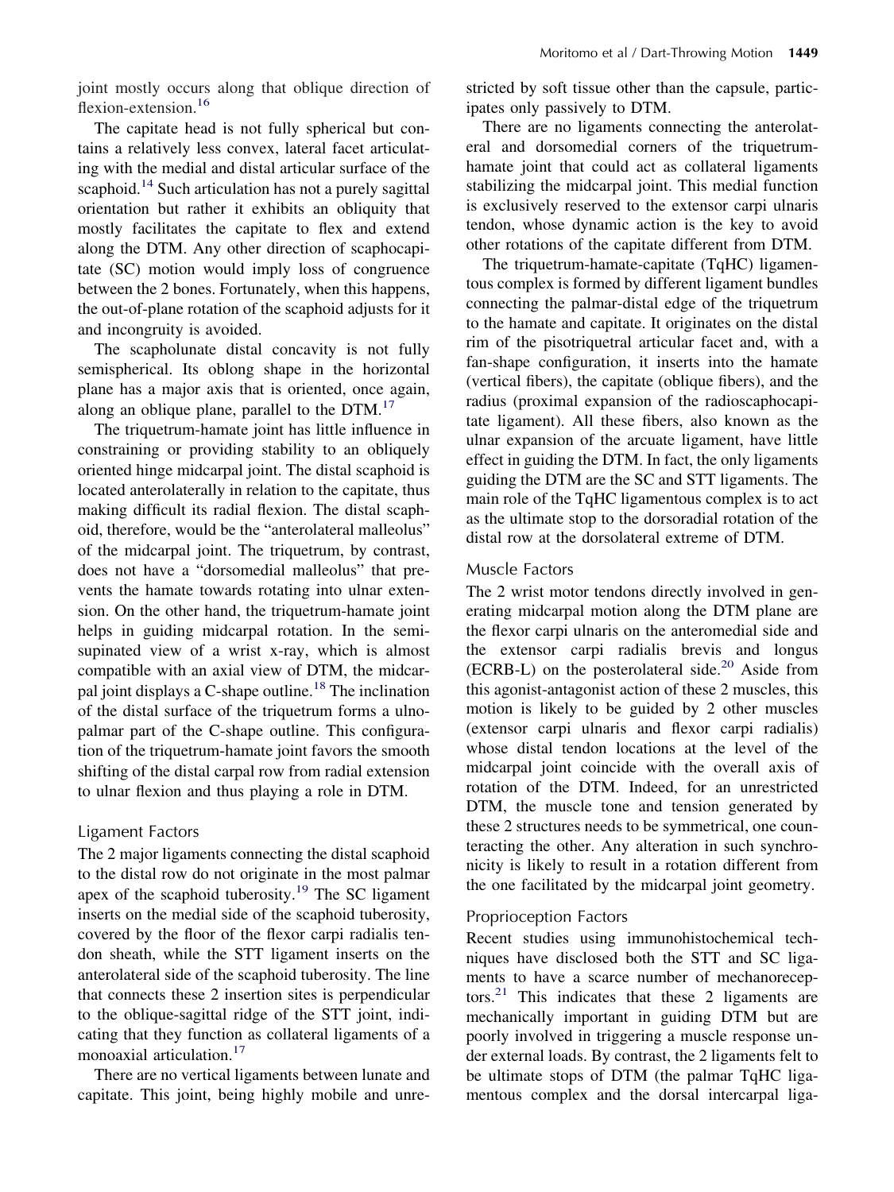joint mostly occurs along that oblique direction of flexion-extension.[16]

The capitate head is not fully spherical but contains a relatively less convex, lateral facet articulating with the medial and distal articular surface of the scaphoid.[14] Such articulation has not a purely sagittal orientation but rather it exhibits an obliquity that mostly facilitates the capitate to flex and extend along the DTM. Any other direction of scaphocapitate (SC) motion would imply loss of congruence between the 2 bones. Fortunately, when this happens, the out-of-plane rotation of the scaphoid adjusts for it and incongruity is avoided.

The scapholunate distal concavity is not fully semispherical. Its oblong shape in the horizontal plane has a major axis that is oriented, once again, along an oblique plane, parallel to the DTM.[17]

The triquetrum-hamate joint has little influence in constraining or providing stability to an obliquely oriented hinge midcarpal joint. The distal scaphoid is located anterolaterally in relation to the capitate, thus making difficult its radial flexion. The distal scaphoid, therefore, would be the "anterolateral malleolus" of the midcarpal joint. The triquetrum, by contrast, does not have a "dorsomedial malleolus" that prevents the hamate towards rotating into ulnar extension. On the other hand, the triquetrum-hamate joint helps in guiding midcarpal rotation. In the semi-supinated view of a wrist x-ray, which is almost compatible with an axial view of DTM, the midcarpal joint displays a C-shape outline.[18] The inclination of the distal surface of the triquetrum forms a ulnopalmar part of the C-shape outline. This configuration of the triquetrum-hamate joint favors the smooth shifting of the distal carpal row from radial extension to ulnar flexion and thus playing a role in DTM.

## Ligament Factors

The 2 major ligaments connecting the distal scaphoid to the distal row do not originate in the most palmar apex of the scaphoid tuberosity.[19] The SC ligament inserts on the medial side of the scaphoid tuberosity, covered by the floor of the flexor carpi radialis tendon sheath, while the STT ligament inserts on the anterolateral side of the scaphoid tuberosity. The line that connects these 2 insertion sites is perpendicular to the oblique-sagittal ridge of the STT joint, indicating that they function as collateral ligaments of a monoaxial articulation.[17]

There are no vertical ligaments between lunate and capitate. This joint, being highly mobile and unrestricted by soft tissue other than the capsule, participates only passively to DTM.

There are no ligaments connecting the anterolateral and dorsomedial corners of the triquetrum-hamate joint that could act as collateral ligaments stabilizing the midcarpal joint. This medial function is exclusively reserved to the extensor carpi ulnaris tendon, whose dynamic action is the key to avoid other rotations of the capitate different from DTM.

The triquetrum-hamate-capitate (TqHC) ligamentous complex is formed by different ligament bundles connecting the palmar-distal edge of the triquetrum to the hamate and capitate. It originates on the distal rim of the pisotriquetral articular facet and, with a fan-shape configuration, it inserts into the hamate (vertical fibers), the capitate (oblique fibers), and the radius (proximal expansion of the radioscaphocapitate ligament). All these fibers, also known as the ulnar expansion of the arcuate ligament, have little effect in guiding the DTM. In fact, the only ligaments guiding the DTM are the SC and STT ligaments. The main role of the TqHC ligamentous complex is to act as the ultimate stop to the dorsoradial rotation of the distal row at the dorsolateral extreme of DTM.

## Muscle Factors

The 2 wrist motor tendons directly involved in generating midcarpal motion along the DTM plane are the flexor carpi ulnaris on the anteromedial side and the extensor carpi radialis brevis and longus (ECRB-L) on the posterolateral side.[20] Aside from this agonist-antagonist action of these 2 muscles, this motion is likely to be guided by 2 other muscles (extensor carpi ulnaris and flexor carpi radialis) whose distal tendon locations at the level of the midcarpal joint coincide with the overall axis of rotation of the DTM. Indeed, for an unrestricted DTM, the muscle tone and tension generated by these 2 structures needs to be symmetrical, one counteracting the other. Any alteration in such synchronicity is likely to result in a rotation different from the one facilitated by the midcarpal joint geometry.

## Proprioception Factors

Recent studies using immunohistochemical techniques have disclosed both the STT and SC ligaments to have a scarce number of mechanoreceptors.[21] This indicates that these 2 ligaments are mechanically important in guiding DTM but are poorly involved in triggering a muscle response under external loads. By contrast, the 2 ligaments felt to be ultimate stops of DTM (the palmar TqHC ligamentous complex and the dorsal intercarpal liga-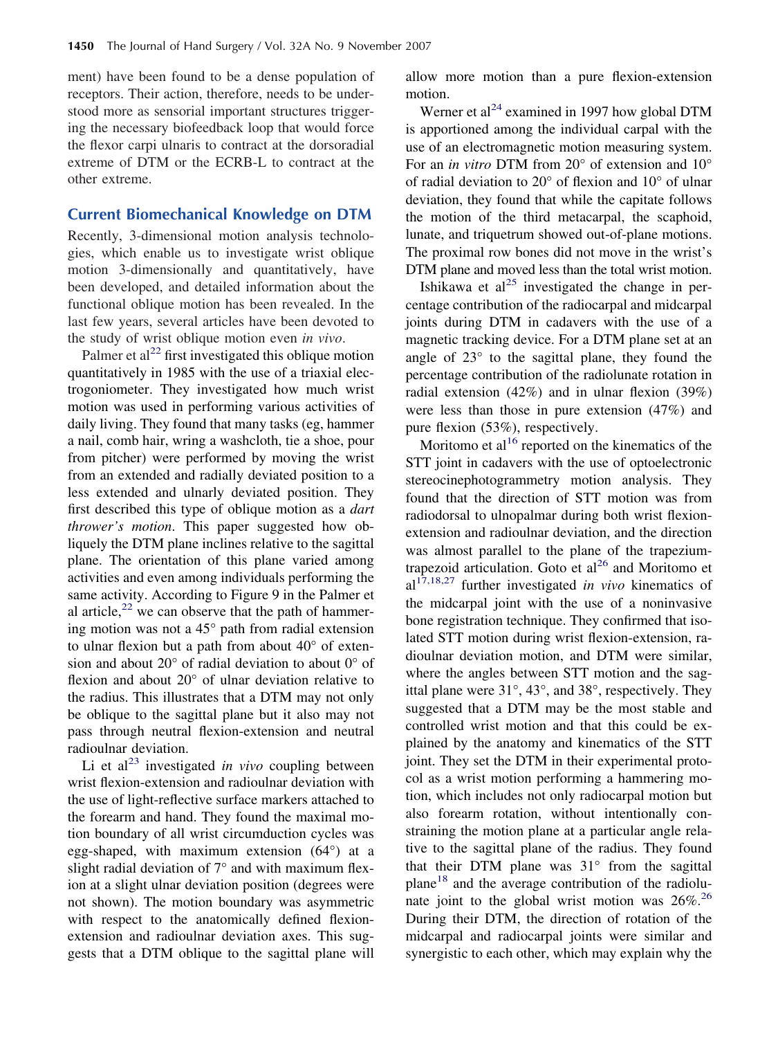ment) have been found to be a dense population of receptors. Their action, therefore, needs to be understood more as sensorial important structures triggering the necessary biofeedback loop that would force the flexor carpi ulnaris to contract at the dorsoradial extreme of DTM or the ECRB-L to contract at the other extreme.

## Current Biomechanical Knowledge on DTM

Recently, 3-dimensional motion analysis technologies, which enable us to investigate wrist oblique motion 3-dimensionally and quantitatively, have been developed, and detailed information about the functional oblique motion has been revealed. In the last few years, several articles have been devoted to the study of wrist oblique motion even *in vivo*.

Palmer et al[22] first investigated this oblique motion quantitatively in 1985 with the use of a triaxial electrogoniometer. They investigated how much wrist motion was used in performing various activities of daily living. They found that many tasks (eg, hammer a nail, comb hair, wring a washcloth, tie a shoe, pour from pitcher) were performed by moving the wrist from an extended and radially deviated position to a less extended and ulnarly deviated position. They first described this type of oblique motion as a *dart thrower's motion*. This paper suggested how obliquely the DTM plane inclines relative to the sagittal plane. The orientation of this plane varied among activities and even among individuals performing the same activity. According to Figure 9 in the Palmer et al article,[22] we can observe that the path of hammering motion was not a 45° path from radial extension to ulnar flexion but a path from about 40° of extension and about 20° of radial deviation to about 0° of flexion and about 20° of ulnar deviation relative to the radius. This illustrates that a DTM may not only be oblique to the sagittal plane but it also may not pass through neutral flexion-extension and neutral radioulnar deviation.

Li et al[23] investigated *in vivo* coupling between wrist flexion-extension and radioulnar deviation with the use of light-reflective surface markers attached to the forearm and hand. They found the maximal motion boundary of all wrist circumduction cycles was egg-shaped, with maximum extension (64°) at a slight radial deviation of 7° and with maximum flexion at a slight ulnar deviation position (degrees were not shown). The motion boundary was asymmetric with respect to the anatomically defined flexion-extension and radioulnar deviation axes. This suggests that a DTM oblique to the sagittal plane will allow more motion than a pure flexion-extension motion.

Werner et al[24] examined in 1997 how global DTM is apportioned among the individual carpal with the use of an electromagnetic motion measuring system. For an *in vitro* DTM from 20° of extension and 10° of radial deviation to 20° of flexion and 10° of ulnar deviation, they found that while the capitate follows the motion of the third metacarpal, the scaphoid, lunate, and triquetrum showed out-of-plane motions. The proximal row bones did not move in the wrist's DTM plane and moved less than the total wrist motion.

Ishikawa et al[25] investigated the change in percentage contribution of the radiocarpal and midcarpal joints during DTM in cadavers with the use of a magnetic tracking device. For a DTM plane set at an angle of 23° to the sagittal plane, they found the percentage contribution of the radiolunate rotation in radial extension (42%) and in ulnar flexion (39%) were less than those in pure extension (47%) and pure flexion (53%), respectively.

Moritomo et al[16] reported on the kinematics of the STT joint in cadavers with the use of optoelectronic stereocinephotogrammetry motion analysis. They found that the direction of STT motion was from radiodorsal to ulnopalmar during both wrist flexion-extension and radioulnar deviation, and the direction was almost parallel to the plane of the trapezium-trapezoid articulation. Goto et al[26] and Moritomo et al[17,18,27] further investigated *in vivo* kinematics of the midcarpal joint with the use of a noninvasive bone registration technique. They confirmed that isolated STT motion during wrist flexion-extension, radioulnar deviation motion, and DTM were similar, where the angles between STT motion and the sagittal plane were 31°, 43°, and 38°, respectively. They suggested that a DTM may be the most stable and controlled wrist motion and that this could be explained by the anatomy and kinematics of the STT joint. They set the DTM in their experimental protocol as a wrist motion performing a hammering motion, which includes not only radiocarpal motion but also forearm rotation, without intentionally constraining the motion plane at a particular angle relative to the sagittal plane of the radius. They found that their DTM plane was 31° from the sagittal plane[18] and the average contribution of the radiolunate joint to the global wrist motion was 26%.[26] During their DTM, the direction of rotation of the midcarpal and radiocarpal joints were similar and synergistic to each other, which may explain why the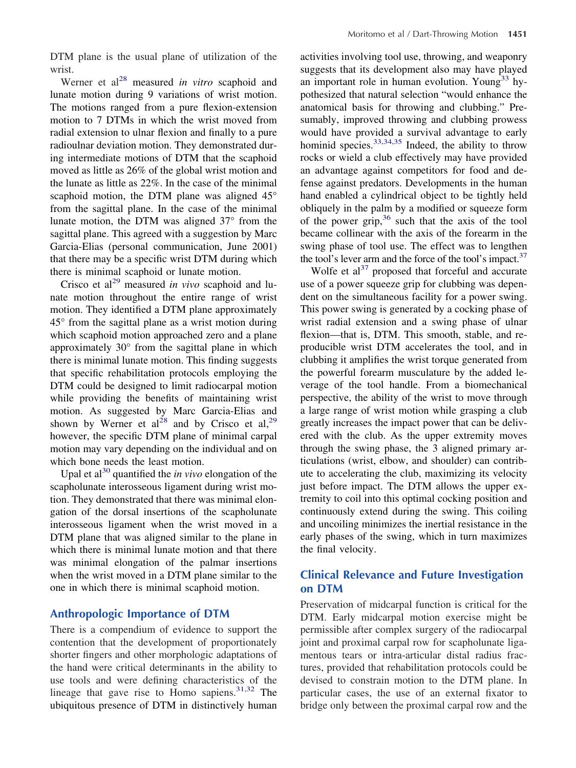DTM plane is the usual plane of utilization of the wrist.

Werner et al[28] measured *in vitro* scaphoid and lunate motion during 9 variations of wrist motion. The motions ranged from a pure flexion-extension motion to 7 DTMs in which the wrist moved from radial extension to ulnar flexion and finally to a pure radioulnar deviation motion. They demonstrated during intermediate motions of DTM that the scaphoid moved as little as 26% of the global wrist motion and the lunate as little as 22%. In the case of the minimal scaphoid motion, the DTM plane was aligned 45° from the sagittal plane. In the case of the minimal lunate motion, the DTM was aligned 37° from the sagittal plane. This agreed with a suggestion by Marc Garcia-Elias (personal communication, June 2001) that there may be a specific wrist DTM during which there is minimal scaphoid or lunate motion.

Crisco et al[29] measured *in vivo* scaphoid and lunate motion throughout the entire range of wrist motion. They identified a DTM plane approximately 45° from the sagittal plane as a wrist motion during which scaphoid motion approached zero and a plane approximately 30° from the sagittal plane in which there is minimal lunate motion. This finding suggests that specific rehabilitation protocols employing the DTM could be designed to limit radiocarpal motion while providing the benefits of maintaining wrist motion. As suggested by Marc Garcia-Elias and shown by Werner et al[28] and by Crisco et al,[29] however, the specific DTM plane of minimal carpal motion may vary depending on the individual and on which bone needs the least motion.

Upal et al[30] quantified the *in vivo* elongation of the scapholunate interosseous ligament during wrist motion. They demonstrated that there was minimal elongation of the dorsal insertions of the scapholunate interosseous ligament when the wrist moved in a DTM plane that was aligned similar to the plane in which there is minimal lunate motion and that there was minimal elongation of the palmar insertions when the wrist moved in a DTM plane similar to the one in which there is minimal scaphoid motion.

## Anthropologic Importance of DTM

There is a compendium of evidence to support the contention that the development of proportionately shorter fingers and other morphologic adaptations of the hand were critical determinants in the ability to use tools and were defining characteristics of the lineage that gave rise to Homo sapiens.[31,32] The ubiquitous presence of DTM in distinctively human activities involving tool use, throwing, and weaponry suggests that its development also may have played an important role in human evolution. Young[33] hypothesized that natural selection "would enhance the anatomical basis for throwing and clubbing." Presumably, improved throwing and clubbing prowess would have provided a survival advantage to early hominid species.[33,34,35] Indeed, the ability to throw rocks or wield a club effectively may have provided an advantage against competitors for food and defense against predators. Developments in the human hand enabled a cylindrical object to be tightly held obliquely in the palm by a modified or squeeze form of the power grip,[36] such that the axis of the tool became collinear with the axis of the forearm in the swing phase of tool use. The effect was to lengthen the tool's lever arm and the force of the tool's impact.[37]

Wolfe et al[37] proposed that forceful and accurate use of a power squeeze grip for clubbing was dependent on the simultaneous facility for a power swing. This power swing is generated by a cocking phase of wrist radial extension and a swing phase of ulnar flexion—that is, DTM. This smooth, stable, and reproducible wrist DTM accelerates the tool, and in clubbing it amplifies the wrist torque generated from the powerful forearm musculature by the added leverage of the tool handle. From a biomechanical perspective, the ability of the wrist to move through a large range of wrist motion while grasping a club greatly increases the impact power that can be delivered with the club. As the upper extremity moves through the swing phase, the 3 aligned primary articulations (wrist, elbow, and shoulder) can contribute to accelerating the club, maximizing its velocity just before impact. The DTM allows the upper extremity to coil into this optimal cocking position and continuously extend during the swing. This coiling and uncoiling minimizes the inertial resistance in the early phases of the swing, which in turn maximizes the final velocity.

## Clinical Relevance and Future Investigation on DTM

Preservation of midcarpal function is critical for the DTM. Early midcarpal motion exercise might be permissible after complex surgery of the radiocarpal joint and proximal carpal row for scapholunate ligamentous tears or intra-articular distal radius fractures, provided that rehabilitation protocols could be devised to constrain motion to the DTM plane. In particular cases, the use of an external fixator to bridge only between the proximal carpal row and the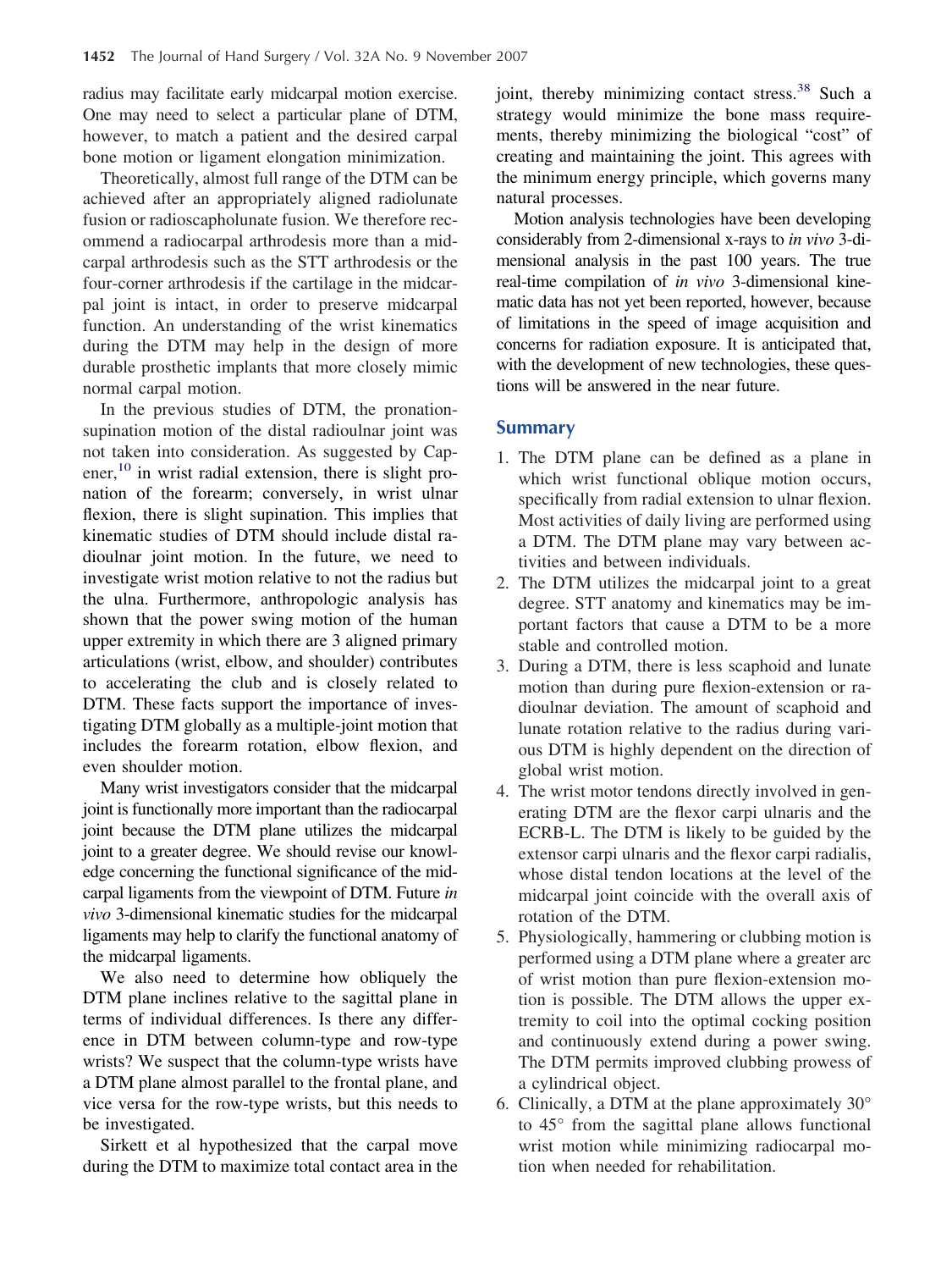radius may facilitate early midcarpal motion exercise. One may need to select a particular plane of DTM, however, to match a patient and the desired carpal bone motion or ligament elongation minimization.

Theoretically, almost full range of the DTM can be achieved after an appropriately aligned radiolunate fusion or radioscapholunate fusion. We therefore recommend a radiocarpal arthrodesis more than a midcarpal arthrodesis such as the STT arthrodesis or the four-corner arthrodesis if the cartilage in the midcarpal joint is intact, in order to preserve midcarpal function. An understanding of the wrist kinematics during the DTM may help in the design of more durable prosthetic implants that more closely mimic normal carpal motion.

In the previous studies of DTM, the pronation-supination motion of the distal radioulnar joint was not taken into consideration. As suggested by Capener,[10] in wrist radial extension, there is slight pronation of the forearm; conversely, in wrist ulnar flexion, there is slight supination. This implies that kinematic studies of DTM should include distal radioulnar joint motion. In the future, we need to investigate wrist motion relative to not the radius but the ulna. Furthermore, anthropologic analysis has shown that the power swing motion of the human upper extremity in which there are 3 aligned primary articulations (wrist, elbow, and shoulder) contributes to accelerating the club and is closely related to DTM. These facts support the importance of investigating DTM globally as a multiple-joint motion that includes the forearm rotation, elbow flexion, and even shoulder motion.

Many wrist investigators consider that the midcarpal joint is functionally more important than the radiocarpal joint because the DTM plane utilizes the midcarpal joint to a greater degree. We should revise our knowledge concerning the functional significance of the midcarpal ligaments from the viewpoint of DTM. Future *in vivo* 3-dimensional kinematic studies for the midcarpal ligaments may help to clarify the functional anatomy of the midcarpal ligaments.

We also need to determine how obliquely the DTM plane inclines relative to the sagittal plane in terms of individual differences. Is there any difference in DTM between column-type and row-type wrists? We suspect that the column-type wrists have a DTM plane almost parallel to the frontal plane, and vice versa for the row-type wrists, but this needs to be investigated.

Sirkett et al hypothesized that the carpal move during the DTM to maximize total contact area in the joint, thereby minimizing contact stress.[38] Such a strategy would minimize the bone mass requirements, thereby minimizing the biological "cost" of creating and maintaining the joint. This agrees with the minimum energy principle, which governs many natural processes.

Motion analysis technologies have been developing considerably from 2-dimensional x-rays to *in vivo* 3-dimensional analysis in the past 100 years. The true real-time compilation of *in vivo* 3-dimensional kinematic data has not yet been reported, however, because of limitations in the speed of image acquisition and concerns for radiation exposure. It is anticipated that, with the development of new technologies, these questions will be answered in the near future.

## Summary

1. The DTM plane can be defined as a plane in which wrist functional oblique motion occurs, specifically from radial extension to ulnar flexion. Most activities of daily living are performed using a DTM. The DTM plane may vary between activities and between individuals.
2. The DTM utilizes the midcarpal joint to a great degree. STT anatomy and kinematics may be important factors that cause a DTM to be a more stable and controlled motion.
3. During a DTM, there is less scaphoid and lunate motion than during pure flexion-extension or radioulnar deviation. The amount of scaphoid and lunate rotation relative to the radius during various DTM is highly dependent on the direction of global wrist motion.
4. The wrist motor tendons directly involved in generating DTM are the flexor carpi ulnaris and the ECRB-L. The DTM is likely to be guided by the extensor carpi ulnaris and the flexor carpi radialis, whose distal tendon locations at the level of the midcarpal joint coincide with the overall axis of rotation of the DTM.
5. Physiologically, hammering or clubbing motion is performed using a DTM plane where a greater arc of wrist motion than pure flexion-extension motion is possible. The DTM allows the upper extremity to coil into the optimal cocking position and continuously extend during a power swing. The DTM permits improved clubbing prowess of a cylindrical object.
6. Clinically, a DTM at the plane approximately 30° to 45° from the sagittal plane allows functional wrist motion while minimizing radiocarpal motion when needed for rehabilitation.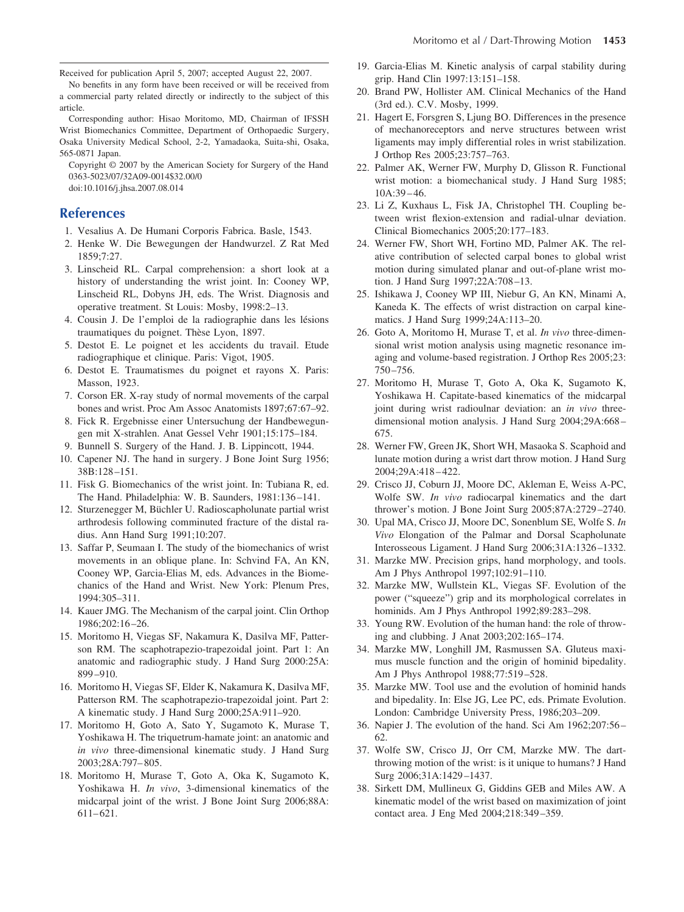Received for publication April 5, 2007; accepted August 22, 2007.

No benefits in any form have been received or will be received from a commercial party related directly or indirectly to the subject of this article.

Corresponding author: Hisao Moritomo, MD, Chairman of IFSSH Wrist Biomechanics Committee, Department of Orthopaedic Surgery, Osaka University Medical School, 2-2, Yamadaoka, Suita-shi, Osaka, 565-0871 Japan.

Copyright © 2007 by the American Society for Surgery of the Hand 0363-5023/07/32A09-0014$32.00/0

doi:10.1016/j.jhsa.2007.08.014

## References

1. Vesalius A. De Humani Corporis Fabrica. Basle, 1543.
2. Henke W. Die Bewegungen der Handwurzel. Z Rat Med 1859;7:27.
3. Linscheid RL. Carpal comprehension: a short look at a history of understanding the wrist joint. In: Cooney WP, Linscheid RL, Dobyns JH, eds. The Wrist. Diagnosis and operative treatment. St Louis: Mosby, 1998:2–13.
4. Cousin J. De l'emploi de la radiographie dans les lésions traumatiques du poignet. Thèse Lyon, 1897.
5. Destot E. Le poignet et les accidents du travail. Etude radiographique et clinique. Paris: Vigot, 1905.
6. Destot E. Traumatismes du poignet et rayons X. Paris: Masson, 1923.
7. Corson ER. X-ray study of normal movements of the carpal bones and wrist. Proc Am Assoc Anatomists 1897;67:67–92.
8. Fick R. Ergebnisse einer Untersuchung der Handbewegungen mit X-strahlen. Anat Gessel Vehr 1901;15:175–184.
9. Bunnell S. Surgery of the Hand. J. B. Lippincott, 1944.
10. Capener NJ. The hand in surgery. J Bone Joint Surg 1956; 38B:128–151.
11. Fisk G. Biomechanics of the wrist joint. In: Tubiana R, ed. The Hand. Philadelphia: W. B. Saunders, 1981:136–141.
12. Sturzenegger M, Büchler U. Radioscapholunate partial wrist arthrodesis following comminuted fracture of the distal radius. Ann Hand Surg 1991;10:207.
13. Saffar P, Seumaan I. The study of the biomechanics of wrist movements in an oblique plane. In: Schvind FA, An KN, Cooney WP, Garcia-Elias M, eds. Advances in the Biomechanics of the Hand and Wrist. New York: Plenum Pres, 1994:305–311.
14. Kauer JMG. The Mechanism of the carpal joint. Clin Orthop 1986;202:16–26.
15. Moritomo H, Viegas SF, Nakamura K, Dasilva MF, Patterson RM. The scaphotrapezio-trapezoidal joint. Part 1: An anatomic and radiographic study. J Hand Surg 2000:25A: 899–910.
16. Moritomo H, Viegas SF, Elder K, Nakamura K, Dasilva MF, Patterson RM. The scaphotrapezio-trapezoidal joint. Part 2: A kinematic study. J Hand Surg 2000;25A:911–920.
17. Moritomo H, Goto A, Sato Y, Sugamoto K, Murase T, Yoshikawa H. The triquetrum-hamate joint: an anatomic and *in vivo* three-dimensional kinematic study. J Hand Surg 2003;28A:797–805.
18. Moritomo H, Murase T, Goto A, Oka K, Sugamoto K, Yoshikawa H. *In vivo*, 3-dimensional kinematics of the midcarpal joint of the wrist. J Bone Joint Surg 2006;88A: 611–621.
19. Garcia-Elias M. Kinetic analysis of carpal stability during grip. Hand Clin 1997:13:151–158.
20. Brand PW, Hollister AM. Clinical Mechanics of the Hand (3rd ed.). C.V. Mosby, 1999.
21. Hagert E, Forsgren S, Ljung BO. Differences in the presence of mechanoreceptors and nerve structures between wrist ligaments may imply differential roles in wrist stabilization. J Orthop Res 2005;23:757–763.
22. Palmer AK, Werner FW, Murphy D, Glisson R. Functional wrist motion: a biomechanical study. J Hand Surg 1985; 10A:39–46.
23. Li Z, Kuxhaus L, Fisk JA, Christophel TH. Coupling between wrist flexion-extension and radial-ulnar deviation. Clinical Biomechanics 2005;20:177–183.
24. Werner FW, Short WH, Fortino MD, Palmer AK. The relative contribution of selected carpal bones to global wrist motion during simulated planar and out-of-plane wrist motion. J Hand Surg 1997;22A:708–13.
25. Ishikawa J, Cooney WP III, Niebur G, An KN, Minami A, Kaneda K. The effects of wrist distraction on carpal kinematics. J Hand Surg 1999;24A:113–20.
26. Goto A, Moritomo H, Murase T, et al. *In vivo* three-dimensional wrist motion analysis using magnetic resonance imaging and volume-based registration. J Orthop Res 2005;23: 750–756.
27. Moritomo H, Murase T, Goto A, Oka K, Sugamoto K, Yoshikawa H. Capitate-based kinematics of the midcarpal joint during wrist radioulnar deviation: an *in vivo* three-dimensional motion analysis. J Hand Surg 2004;29A:668–675.
28. Werner FW, Green JK, Short WH, Masaoka S. Scaphoid and lunate motion during a wrist dart throw motion. J Hand Surg 2004;29A:418–422.
29. Crisco JJ, Coburn JJ, Moore DC, Akleman E, Weiss A-PC, Wolfe SW. *In vivo* radiocarpal kinematics and the dart thrower's motion. J Bone Joint Surg 2005;87A:2729–2740.
30. Upal MA, Crisco JJ, Moore DC, Sonenblum SE, Wolfe S. *In Vivo* Elongation of the Palmar and Dorsal Scapholunate Interosseous Ligament. J Hand Surg 2006;31A:1326–1332.
31. Marzke MW. Precision grips, hand morphology, and tools. Am J Phys Anthropol 1997;102:91–110.
32. Marzke MW, Wullstein KL, Viegas SF. Evolution of the power ("squeeze") grip and its morphological correlates in hominids. Am J Phys Anthropol 1992;89:283–298.
33. Young RW. Evolution of the human hand: the role of throwing and clubbing. J Anat 2003;202:165–174.
34. Marzke MW, Longhill JM, Rasmussen SA. Gluteus maximus muscle function and the origin of hominid bipedality. Am J Phys Anthropol 1988;77:519–528.
35. Marzke MW. Tool use and the evolution of hominid hands and bipedality. In: Else JG, Lee PC, eds. Primate Evolution. London: Cambridge University Press, 1986;203–209.
36. Napier J. The evolution of the hand. Sci Am 1962;207:56–62.
37. Wolfe SW, Crisco JJ, Orr CM, Marzke MW. The dart-throwing motion of the wrist: is it unique to humans? J Hand Surg 2006;31A:1429–1437.
38. Sirkett DM, Mullineux G, Giddins GEB and Miles AW. A kinematic model of the wrist based on maximization of joint contact area. J Eng Med 2004;218:349–359.